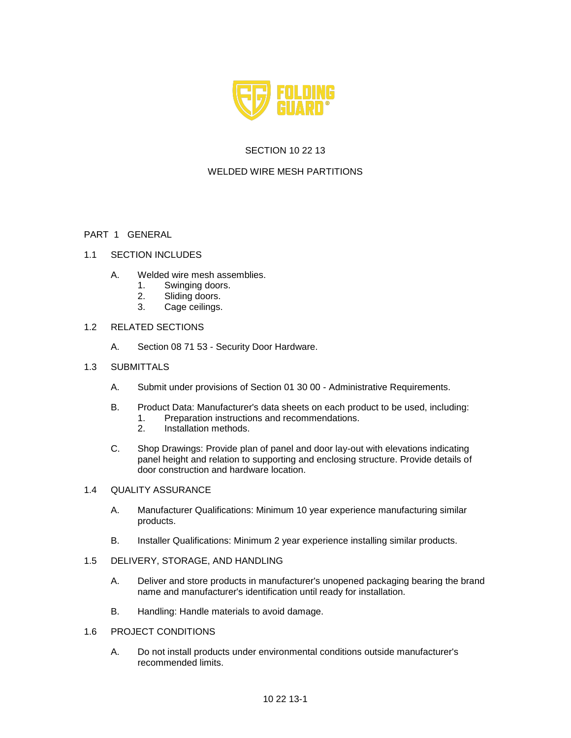FOLDING GUARD®

# SECTION 10 22 13

# WELDED WIRE MESH PARTITIONS

## PART 1 GENERAL

### 1.1 SECTION INCLUDES

A. Welded wire mesh assemblies.
   1. Swinging doors.
   2. Sliding doors.
   3. Cage ceilings.

### 1.2 RELATED SECTIONS

A. Section 08 71 53 - Security Door Hardware.

### 1.3 SUBMITTALS

A. Submit under provisions of Section 01 30 00 - Administrative Requirements.

B. Product Data: Manufacturer's data sheets on each product to be used, including:
   1. Preparation instructions and recommendations.
   2. Installation methods.

C. Shop Drawings: Provide plan of panel and door lay-out with elevations indicating panel height and relation to supporting and enclosing structure. Provide details of door construction and hardware location.

### 1.4 QUALITY ASSURANCE

A. Manufacturer Qualifications: Minimum 10 year experience manufacturing similar products.

B. Installer Qualifications: Minimum 2 year experience installing similar products.

### 1.5 DELIVERY, STORAGE, AND HANDLING

A. Deliver and store products in manufacturer's unopened packaging bearing the brand name and manufacturer's identification until ready for installation.

B. Handling: Handle materials to avoid damage.

### 1.6 PROJECT CONDITIONS

A. Do not install products under environmental conditions outside manufacturer's recommended limits.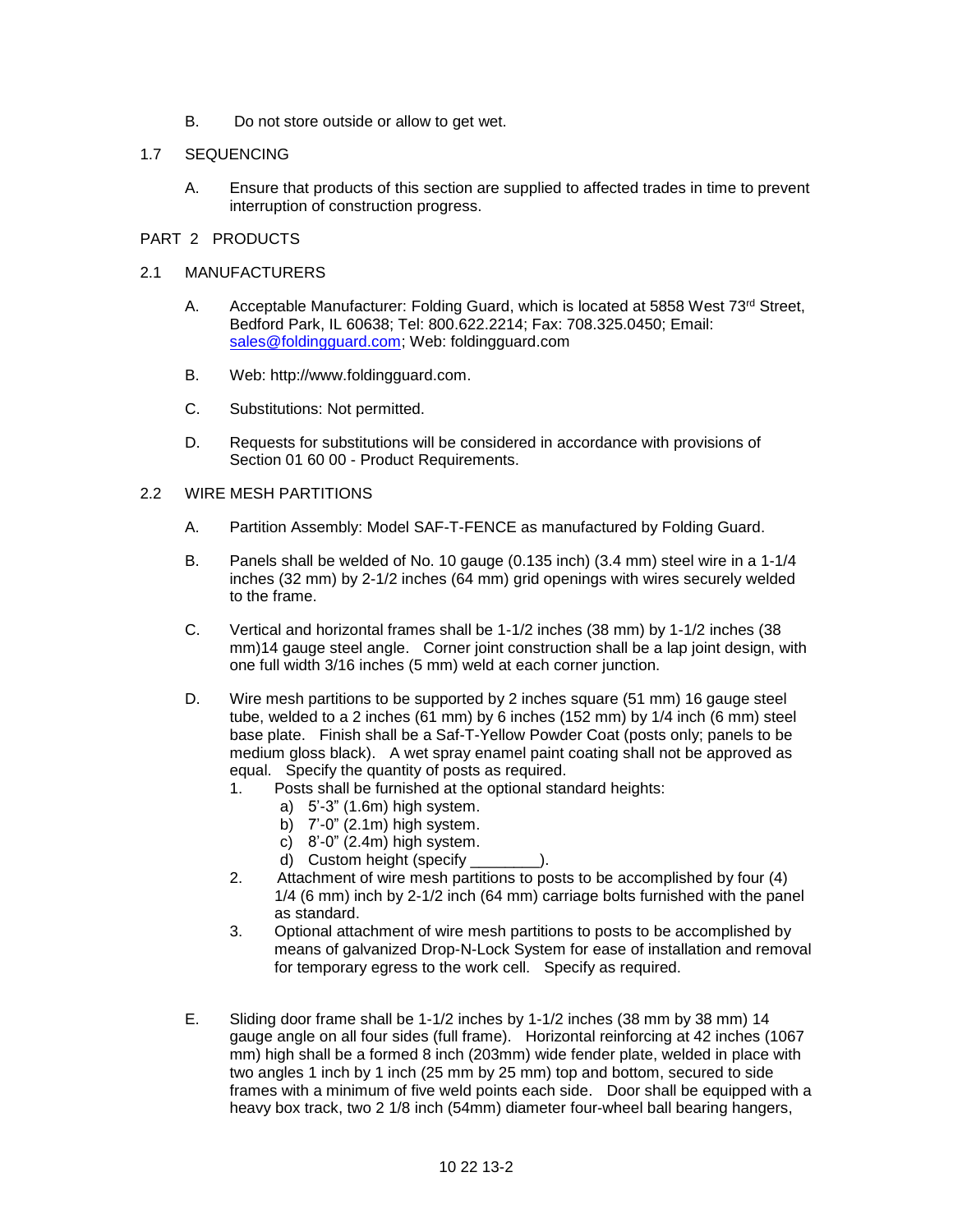B. Do not store outside or allow to get wet.

## 1.7 SEQUENCING

A. Ensure that products of this section are supplied to affected trades in time to prevent interruption of construction progress.

# PART 2 PRODUCTS

## 2.1 MANUFACTURERS

A. Acceptable Manufacturer: Folding Guard, which is located at 5858 West 73rd Street, Bedford Park, IL 60638; Tel: 800.622.2214; Fax: 708.325.0450; Email: sales@foldingguard.com; Web: foldingguard.com

B. Web: http://www.foldingguard.com.

C. Substitutions: Not permitted.

D. Requests for substitutions will be considered in accordance with provisions of Section 01 60 00 - Product Requirements.

## 2.2 WIRE MESH PARTITIONS

A. Partition Assembly: Model SAF-T-FENCE as manufactured by Folding Guard.

B. Panels shall be welded of No. 10 gauge (0.135 inch) (3.4 mm) steel wire in a 1-1/4 inches (32 mm) by 2-1/2 inches (64 mm) grid openings with wires securely welded to the frame.

C. Vertical and horizontal frames shall be 1-1/2 inches (38 mm) by 1-1/2 inches (38 mm)14 gauge steel angle. Corner joint construction shall be a lap joint design, with one full width 3/16 inches (5 mm) weld at each corner junction.

D. Wire mesh partitions to be supported by 2 inches square (51 mm) 16 gauge steel tube, welded to a 2 inches (61 mm) by 6 inches (152 mm) by 1/4 inch (6 mm) steel base plate. Finish shall be a Saf-T-Yellow Powder Coat (posts only; panels to be medium gloss black). A wet spray enamel paint coating shall not be approved as equal. Specify the quantity of posts as required.

1. Posts shall be furnished at the optional standard heights:
   a) 5'-3" (1.6m) high system.
   b) 7'-0" (2.1m) high system.
   c) 8'-0" (2.4m) high system.
   d) Custom height (specify ________).
2. Attachment of wire mesh partitions to posts to be accomplished by four (4) 1/4 (6 mm) inch by 2-1/2 inch (64 mm) carriage bolts furnished with the panel as standard.
3. Optional attachment of wire mesh partitions to posts to be accomplished by means of galvanized Drop-N-Lock System for ease of installation and removal for temporary egress to the work cell. Specify as required.

E. Sliding door frame shall be 1-1/2 inches by 1-1/2 inches (38 mm by 38 mm) 14 gauge angle on all four sides (full frame). Horizontal reinforcing at 42 inches (1067 mm) high shall be a formed 8 inch (203mm) wide fender plate, welded in place with two angles 1 inch by 1 inch (25 mm by 25 mm) top and bottom, secured to side frames with a minimum of five weld points each side. Door shall be equipped with a heavy box track, two 2 1/8 inch (54mm) diameter four-wheel ball bearing hangers,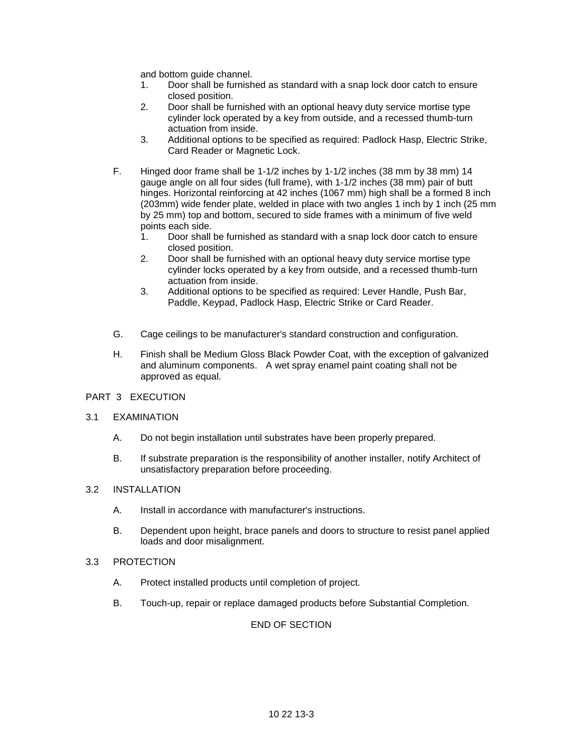and bottom guide channel.

1. Door shall be furnished as standard with a snap lock door catch to ensure closed position.
2. Door shall be furnished with an optional heavy duty service mortise type cylinder lock operated by a key from outside, and a recessed thumb-turn actuation from inside.
3. Additional options to be specified as required: Padlock Hasp, Electric Strike, Card Reader or Magnetic Lock.

F. Hinged door frame shall be 1-1/2 inches by 1-1/2 inches (38 mm by 38 mm) 14 gauge angle on all four sides (full frame), with 1-1/2 inches (38 mm) pair of butt hinges. Horizontal reinforcing at 42 inches (1067 mm) high shall be a formed 8 inch (203mm) wide fender plate, welded in place with two angles 1 inch by 1 inch (25 mm by 25 mm) top and bottom, secured to side frames with a minimum of five weld points each side.

1. Door shall be furnished as standard with a snap lock door catch to ensure closed position.
2. Door shall be furnished with an optional heavy duty service mortise type cylinder locks operated by a key from outside, and a recessed thumb-turn actuation from inside.
3. Additional options to be specified as required: Lever Handle, Push Bar, Paddle, Keypad, Padlock Hasp, Electric Strike or Card Reader.

G. Cage ceilings to be manufacturer's standard construction and configuration.

H. Finish shall be Medium Gloss Black Powder Coat, with the exception of galvanized and aluminum components. A wet spray enamel paint coating shall not be approved as equal.

## PART 3 EXECUTION

### 3.1 EXAMINATION

A. Do not begin installation until substrates have been properly prepared.

B. If substrate preparation is the responsibility of another installer, notify Architect of unsatisfactory preparation before proceeding.

### 3.2 INSTALLATION

A. Install in accordance with manufacturer's instructions.

B. Dependent upon height, brace panels and doors to structure to resist panel applied loads and door misalignment.

### 3.3 PROTECTION

A. Protect installed products until completion of project.

B. Touch-up, repair or replace damaged products before Substantial Completion.

END OF SECTION